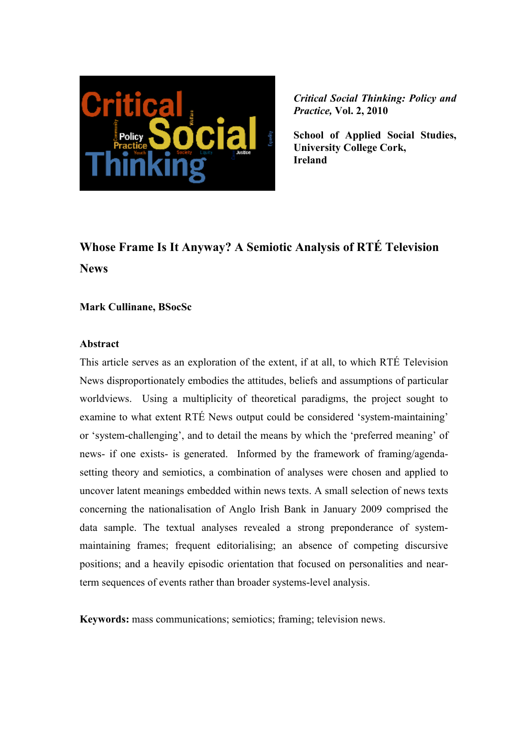*Critical Social Thinking: Policy and Practice,* Vol. 2, 2010

**School of Applied Social Studies, University College Cork, Ireland**

# Whose Frame Is It Anyway? A Semiotic Analysis of RTÉ Television News

**Mark Cullinane, BSocSc**

**Abstract**

This article serves as an exploration of the extent, if at all, to which RTÉ Television News disproportionately embodies the attitudes, beliefs and assumptions of particular worldviews. Using a multiplicity of theoretical paradigms, the project sought to examine to what extent RTÉ News output could be considered 'system-maintaining' or 'system-challenging', and to detail the means by which the 'preferred meaning' of news- if one exists- is generated. Informed by the framework of framing/agenda-setting theory and semiotics, a combination of analyses were chosen and applied to uncover latent meanings embedded within news texts. A small selection of news texts concerning the nationalisation of Anglo Irish Bank in January 2009 comprised the data sample. The textual analyses revealed a strong preponderance of system-maintaining frames; frequent editorialising; an absence of competing discursive positions; and a heavily episodic orientation that focused on personalities and near-term sequences of events rather than broader systems-level analysis.

**Keywords:** mass communications; semiotics; framing; television news.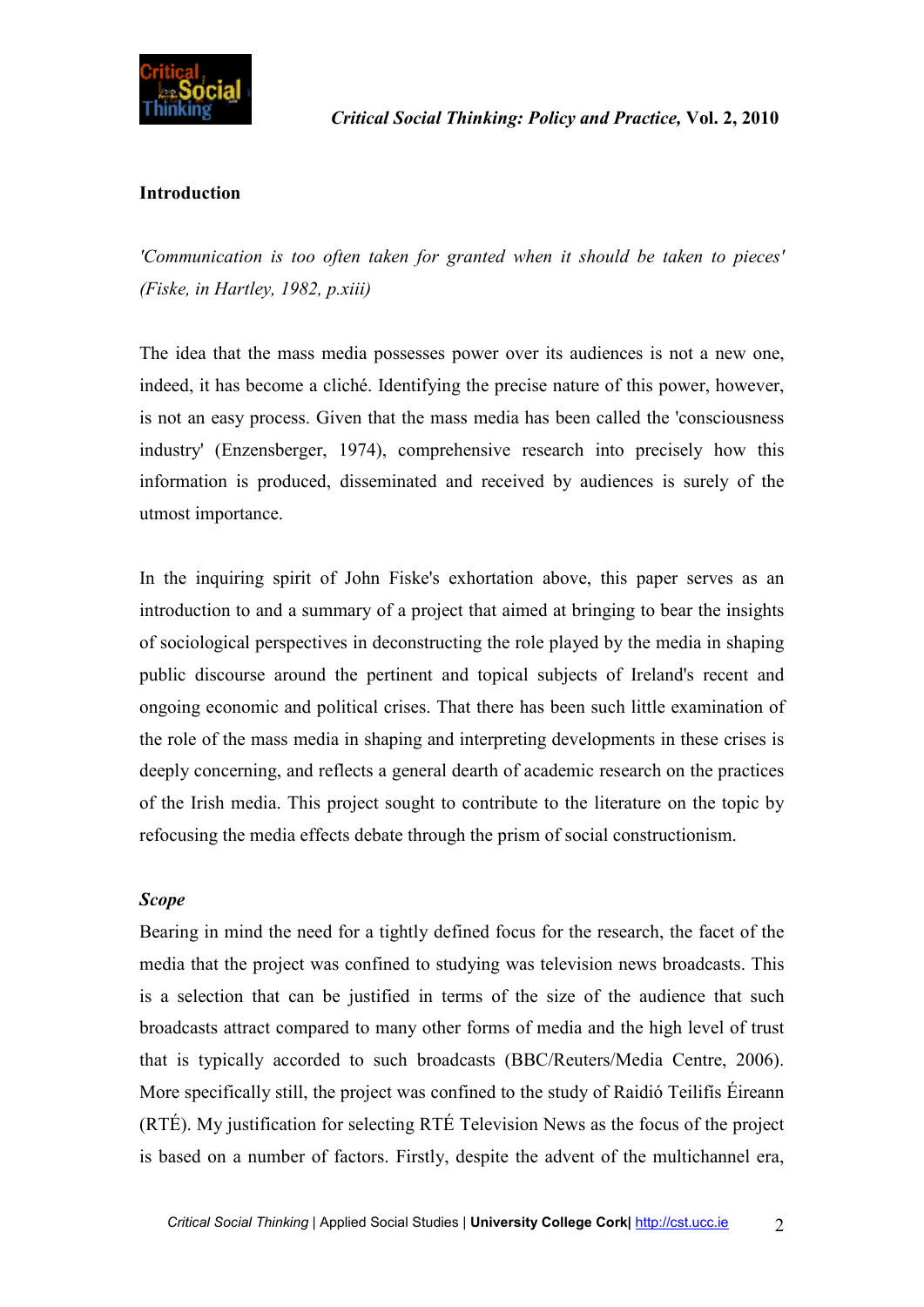## Introduction

*'Communication is too often taken for granted when it should be taken to pieces' (Fiske, in Hartley, 1982, p.xiii)*

The idea that the mass media possesses power over its audiences is not a new one, indeed, it has become a cliché. Identifying the precise nature of this power, however, is not an easy process. Given that the mass media has been called the 'consciousness industry' (Enzensberger, 1974), comprehensive research into precisely how this information is produced, disseminated and received by audiences is surely of the utmost importance.

In the inquiring spirit of John Fiske's exhortation above, this paper serves as an introduction to and a summary of a project that aimed at bringing to bear the insights of sociological perspectives in deconstructing the role played by the media in shaping public discourse around the pertinent and topical subjects of Ireland's recent and ongoing economic and political crises. That there has been such little examination of the role of the mass media in shaping and interpreting developments in these crises is deeply concerning, and reflects a general dearth of academic research on the practices of the Irish media. This project sought to contribute to the literature on the topic by refocusing the media effects debate through the prism of social constructionism.

### *Scope*

Bearing in mind the need for a tightly defined focus for the research, the facet of the media that the project was confined to studying was television news broadcasts. This is a selection that can be justified in terms of the size of the audience that such broadcasts attract compared to many other forms of media and the high level of trust that is typically accorded to such broadcasts (BBC/Reuters/Media Centre, 2006). More specifically still, the project was confined to the study of Raidió Teilifís Éireann (RTÉ). My justification for selecting RTÉ Television News as the focus of the project is based on a number of factors. Firstly, despite the advent of the multichannel era,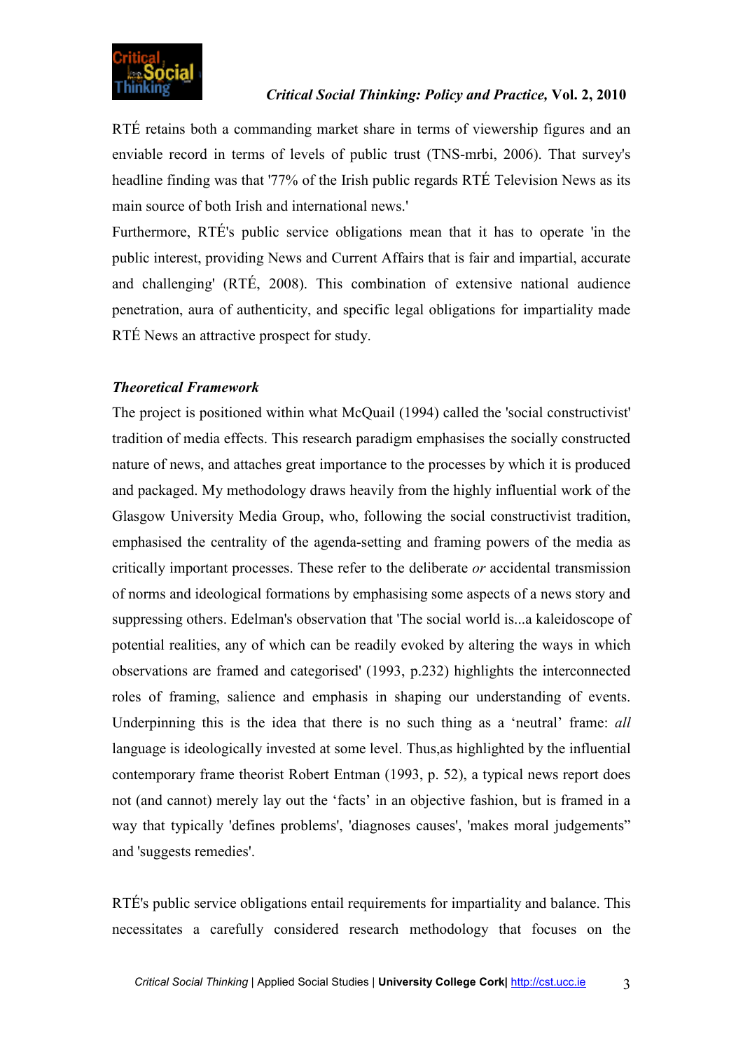RTÉ retains both a commanding market share in terms of viewership figures and an enviable record in terms of levels of public trust (TNS-mrbi, 2006). That survey's headline finding was that '77% of the Irish public regards RTÉ Television News as its main source of both Irish and international news.'

Furthermore, RTÉ's public service obligations mean that it has to operate 'in the public interest, providing News and Current Affairs that is fair and impartial, accurate and challenging' (RTÉ, 2008). This combination of extensive national audience penetration, aura of authenticity, and specific legal obligations for impartiality made RTÉ News an attractive prospect for study.

### *Theoretical Framework*

The project is positioned within what McQuail (1994) called the 'social constructivist' tradition of media effects. This research paradigm emphasises the socially constructed nature of news, and attaches great importance to the processes by which it is produced and packaged. My methodology draws heavily from the highly influential work of the Glasgow University Media Group, who, following the social constructivist tradition, emphasised the centrality of the agenda-setting and framing powers of the media as critically important processes. These refer to the deliberate *or* accidental transmission of norms and ideological formations by emphasising some aspects of a news story and suppressing others. Edelman's observation that 'The social world is...a kaleidoscope of potential realities, any of which can be readily evoked by altering the ways in which observations are framed and categorised' (1993, p.232) highlights the interconnected roles of framing, salience and emphasis in shaping our understanding of events. Underpinning this is the idea that there is no such thing as a 'neutral' frame: *all* language is ideologically invested at some level. Thus,as highlighted by the influential contemporary frame theorist Robert Entman (1993, p. 52), a typical news report does not (and cannot) merely lay out the 'facts' in an objective fashion, but is framed in a way that typically 'defines problems', 'diagnoses causes', 'makes moral judgements" and 'suggests remedies'.

RTÉ's public service obligations entail requirements for impartiality and balance. This necessitates a carefully considered research methodology that focuses on the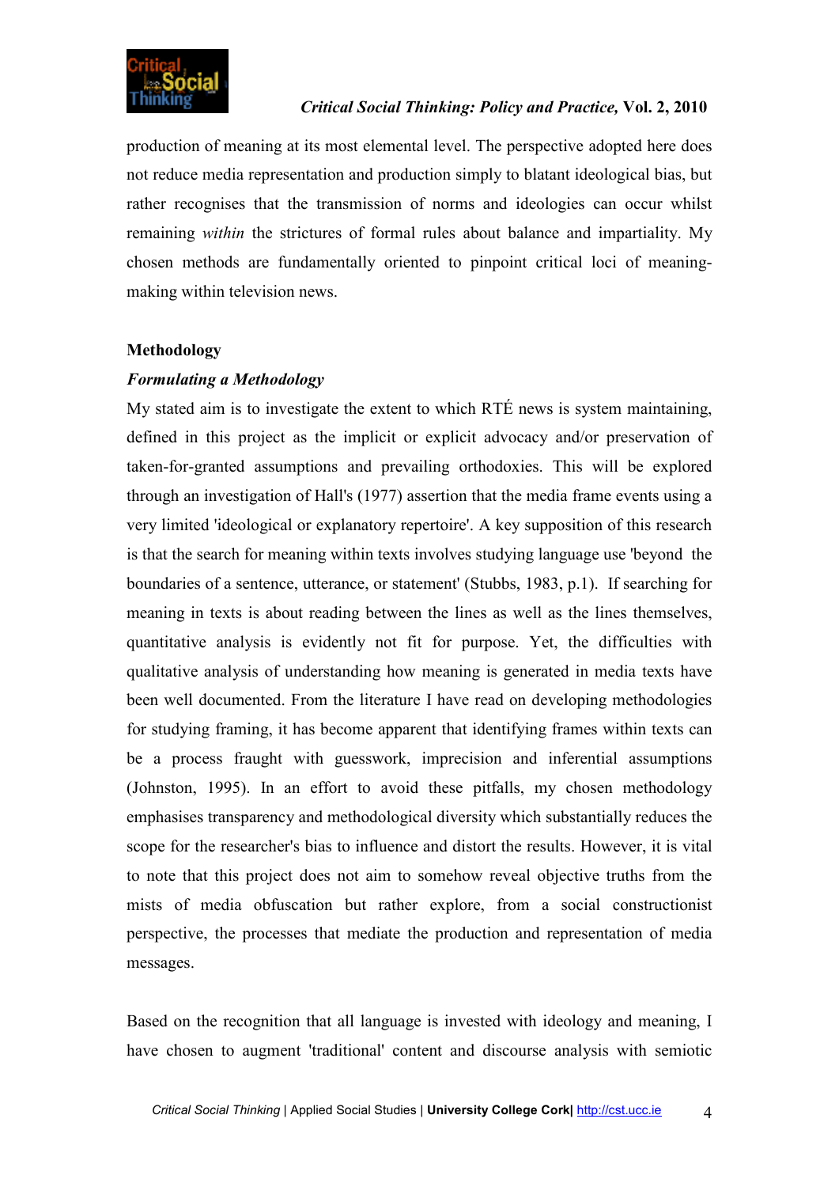production of meaning at its most elemental level. The perspective adopted here does not reduce media representation and production simply to blatant ideological bias, but rather recognises that the transmission of norms and ideologies can occur whilst remaining *within* the strictures of formal rules about balance and impartiality. My chosen methods are fundamentally oriented to pinpoint critical loci of meaning-making within television news.

## Methodology

### *Formulating a Methodology*

My stated aim is to investigate the extent to which RTÉ news is system maintaining, defined in this project as the implicit or explicit advocacy and/or preservation of taken-for-granted assumptions and prevailing orthodoxies. This will be explored through an investigation of Hall's (1977) assertion that the media frame events using a very limited 'ideological or explanatory repertoire'. A key supposition of this research is that the search for meaning within texts involves studying language use 'beyond the boundaries of a sentence, utterance, or statement' (Stubbs, 1983, p.1). If searching for meaning in texts is about reading between the lines as well as the lines themselves, quantitative analysis is evidently not fit for purpose. Yet, the difficulties with qualitative analysis of understanding how meaning is generated in media texts have been well documented. From the literature I have read on developing methodologies for studying framing, it has become apparent that identifying frames within texts can be a process fraught with guesswork, imprecision and inferential assumptions (Johnston, 1995). In an effort to avoid these pitfalls, my chosen methodology emphasises transparency and methodological diversity which substantially reduces the scope for the researcher's bias to influence and distort the results. However, it is vital to note that this project does not aim to somehow reveal objective truths from the mists of media obfuscation but rather explore, from a social constructionist perspective, the processes that mediate the production and representation of media messages.

Based on the recognition that all language is invested with ideology and meaning, I have chosen to augment 'traditional' content and discourse analysis with semiotic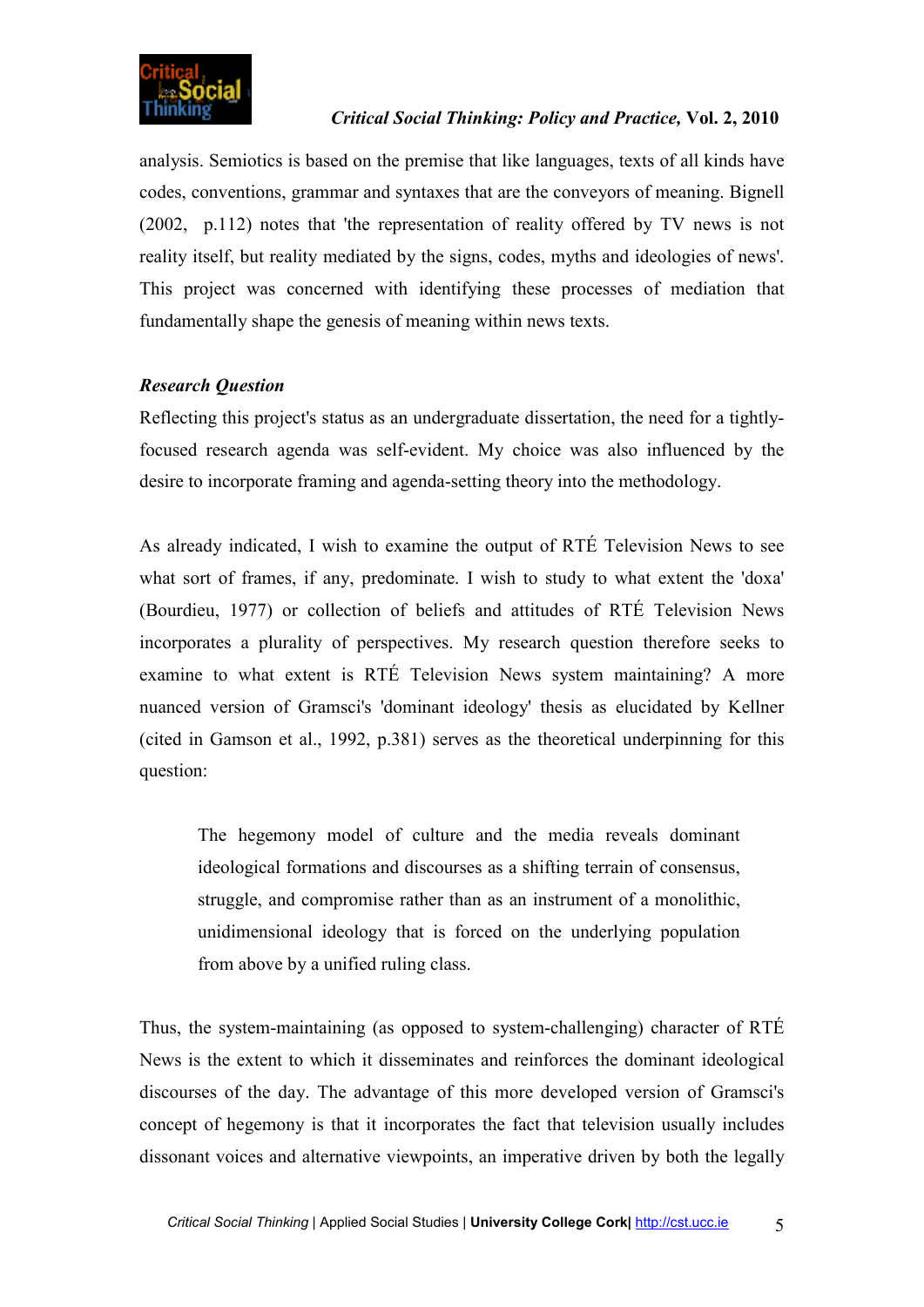analysis. Semiotics is based on the premise that like languages, texts of all kinds have codes, conventions, grammar and syntaxes that are the conveyors of meaning. Bignell (2002, p.112) notes that 'the representation of reality offered by TV news is not reality itself, but reality mediated by the signs, codes, myths and ideologies of news'. This project was concerned with identifying these processes of mediation that fundamentally shape the genesis of meaning within news texts.

### ***Research Question***

Reflecting this project's status as an undergraduate dissertation, the need for a tightly-focused research agenda was self-evident. My choice was also influenced by the desire to incorporate framing and agenda-setting theory into the methodology.

As already indicated, I wish to examine the output of RTÉ Television News to see what sort of frames, if any, predominate. I wish to study to what extent the 'doxa' (Bourdieu, 1977) or collection of beliefs and attitudes of RTÉ Television News incorporates a plurality of perspectives. My research question therefore seeks to examine to what extent is RTÉ Television News system maintaining? A more nuanced version of Gramsci's 'dominant ideology' thesis as elucidated by Kellner (cited in Gamson et al., 1992, p.381) serves as the theoretical underpinning for this question:

> The hegemony model of culture and the media reveals dominant ideological formations and discourses as a shifting terrain of consensus, struggle, and compromise rather than as an instrument of a monolithic, unidimensional ideology that is forced on the underlying population from above by a unified ruling class.

Thus, the system-maintaining (as opposed to system-challenging) character of RTÉ News is the extent to which it disseminates and reinforces the dominant ideological discourses of the day. The advantage of this more developed version of Gramsci's concept of hegemony is that it incorporates the fact that television usually includes dissonant voices and alternative viewpoints, an imperative driven by both the legally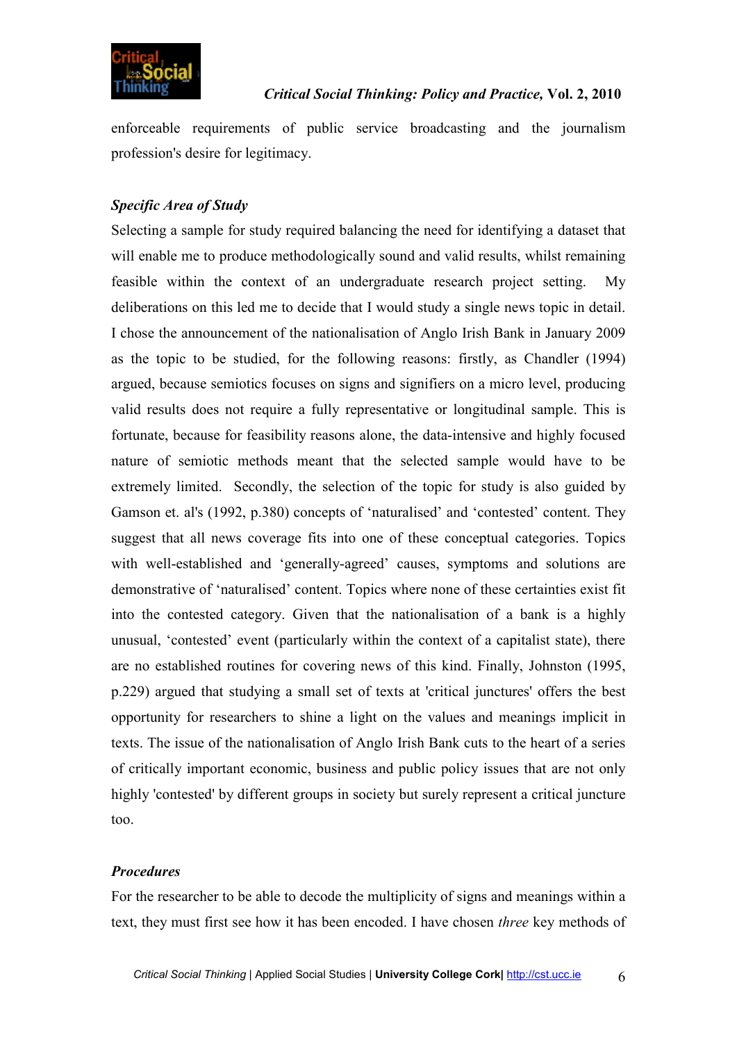enforceable requirements of public service broadcasting and the journalism profession's desire for legitimacy.

### *Specific Area of Study*

Selecting a sample for study required balancing the need for identifying a dataset that will enable me to produce methodologically sound and valid results, whilst remaining feasible within the context of an undergraduate research project setting. My deliberations on this led me to decide that I would study a single news topic in detail. I chose the announcement of the nationalisation of Anglo Irish Bank in January 2009 as the topic to be studied, for the following reasons: firstly, as Chandler (1994) argued, because semiotics focuses on signs and signifiers on a micro level, producing valid results does not require a fully representative or longitudinal sample. This is fortunate, because for feasibility reasons alone, the data-intensive and highly focused nature of semiotic methods meant that the selected sample would have to be extremely limited. Secondly, the selection of the topic for study is also guided by Gamson et. al's (1992, p.380) concepts of 'naturalised' and 'contested' content. They suggest that all news coverage fits into one of these conceptual categories. Topics with well-established and 'generally-agreed' causes, symptoms and solutions are demonstrative of 'naturalised' content. Topics where none of these certainties exist fit into the contested category. Given that the nationalisation of a bank is a highly unusual, 'contested' event (particularly within the context of a capitalist state), there are no established routines for covering news of this kind. Finally, Johnston (1995, p.229) argued that studying a small set of texts at 'critical junctures' offers the best opportunity for researchers to shine a light on the values and meanings implicit in texts. The issue of the nationalisation of Anglo Irish Bank cuts to the heart of a series of critically important economic, business and public policy issues that are not only highly 'contested' by different groups in society but surely represent a critical juncture too.

### *Procedures*

For the researcher to be able to decode the multiplicity of signs and meanings within a text, they must first see how it has been encoded. I have chosen *three* key methods of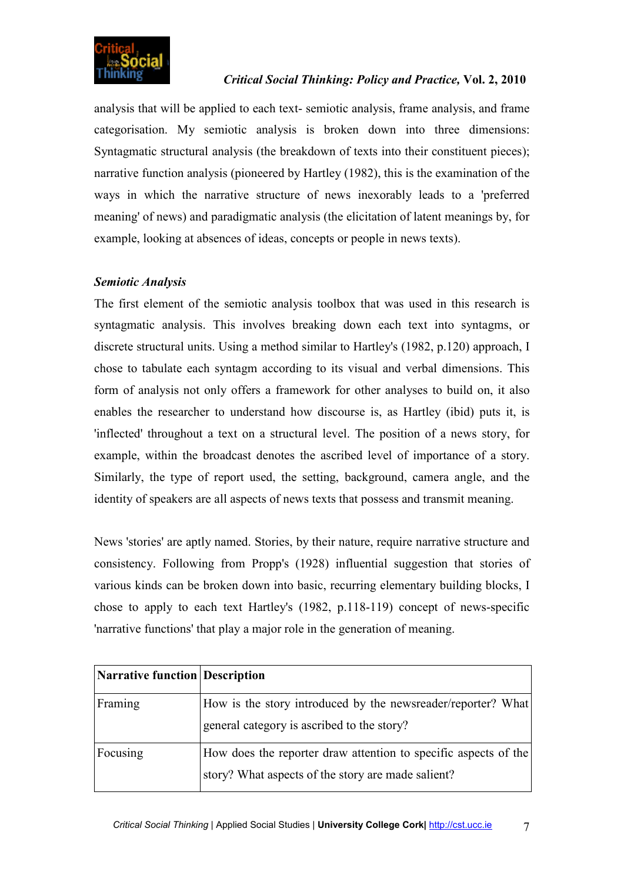analysis that will be applied to each text- semiotic analysis, frame analysis, and frame categorisation. My semiotic analysis is broken down into three dimensions: Syntagmatic structural analysis (the breakdown of texts into their constituent pieces); narrative function analysis (pioneered by Hartley (1982), this is the examination of the ways in which the narrative structure of news inexorably leads to a 'preferred meaning' of news) and paradigmatic analysis (the elicitation of latent meanings by, for example, looking at absences of ideas, concepts or people in news texts).

### *Semiotic Analysis*

The first element of the semiotic analysis toolbox that was used in this research is syntagmatic analysis. This involves breaking down each text into syntagms, or discrete structural units. Using a method similar to Hartley's (1982, p.120) approach, I chose to tabulate each syntagm according to its visual and verbal dimensions. This form of analysis not only offers a framework for other analyses to build on, it also enables the researcher to understand how discourse is, as Hartley (ibid) puts it, is 'inflected' throughout a text on a structural level. The position of a news story, for example, within the broadcast denotes the ascribed level of importance of a story. Similarly, the type of report used, the setting, background, camera angle, and the identity of speakers are all aspects of news texts that possess and transmit meaning.

News 'stories' are aptly named. Stories, by their nature, require narrative structure and consistency. Following from Propp's (1928) influential suggestion that stories of various kinds can be broken down into basic, recurring elementary building blocks, I chose to apply to each text Hartley's (1982, p.118-119) concept of news-specific 'narrative functions' that play a major role in the generation of meaning.

| Narrative function | Description |
| --- | --- |
| Framing | How is the story introduced by the newsreader/reporter? What general category is ascribed to the story? |
| Focusing | How does the reporter draw attention to specific aspects of the story? What aspects of the story are made salient? |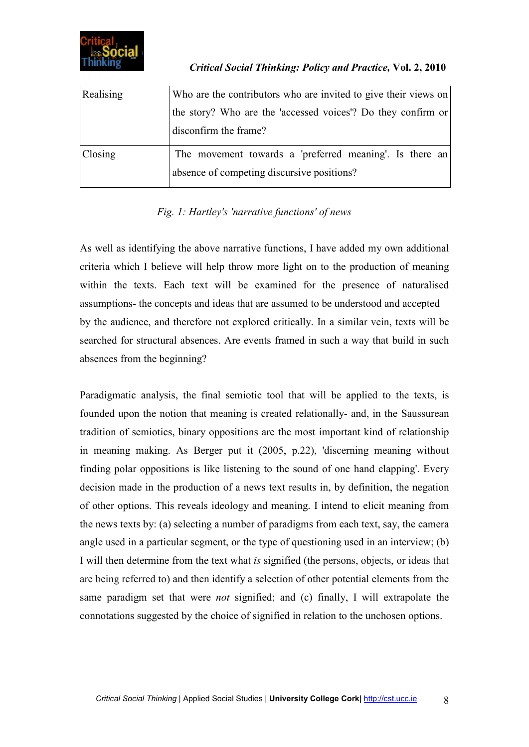| | |
|---|---|
| Realising | Who are the contributors who are invited to give their views on the story? Who are the 'accessed voices'? Do they confirm or disconfirm the frame? |
| Closing | The movement towards a 'preferred meaning'. Is there an absence of competing discursive positions? |

*Fig. 1: Hartley's 'narrative functions' of news*

As well as identifying the above narrative functions, I have added my own additional criteria which I believe will help throw more light on to the production of meaning within the texts. Each text will be examined for the presence of naturalised assumptions- the concepts and ideas that are assumed to be understood and accepted by the audience, and therefore not explored critically. In a similar vein, texts will be searched for structural absences. Are events framed in such a way that build in such absences from the beginning?

Paradigmatic analysis, the final semiotic tool that will be applied to the texts, is founded upon the notion that meaning is created relationally- and, in the Saussurean tradition of semiotics, binary oppositions are the most important kind of relationship in meaning making. As Berger put it (2005, p.22), 'discerning meaning without finding polar oppositions is like listening to the sound of one hand clapping'. Every decision made in the production of a news text results in, by definition, the negation of other options. This reveals ideology and meaning. I intend to elicit meaning from the news texts by: (a) selecting a number of paradigms from each text, say, the camera angle used in a particular segment, or the type of questioning used in an interview; (b) I will then determine from the text what *is* signified (the persons, objects, or ideas that are being referred to) and then identify a selection of other potential elements from the same paradigm set that were *not* signified; and (c) finally, I will extrapolate the connotations suggested by the choice of signified in relation to the unchosen options.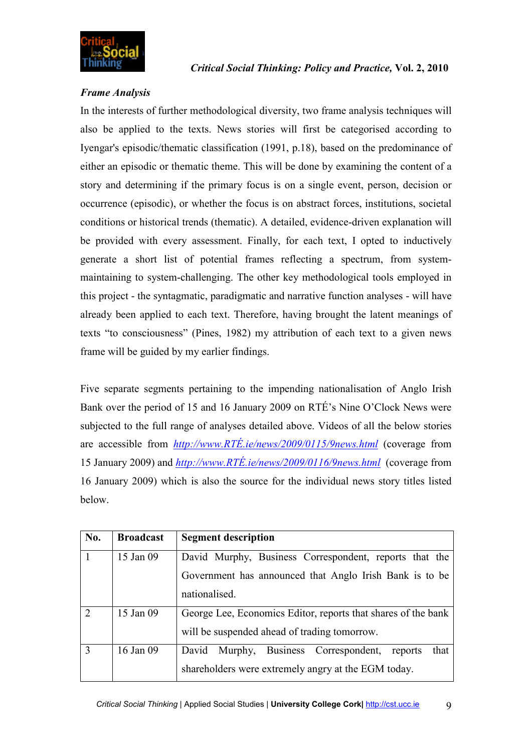***Frame Analysis***

In the interests of further methodological diversity, two frame analysis techniques will also be applied to the texts. News stories will first be categorised according to Iyengar's episodic/thematic classification (1991, p.18), based on the predominance of either an episodic or thematic theme. This will be done by examining the content of a story and determining if the primary focus is on a single event, person, decision or occurrence (episodic), or whether the focus is on abstract forces, institutions, societal conditions or historical trends (thematic). A detailed, evidence-driven explanation will be provided with every assessment. Finally, for each text, I opted to inductively generate a short list of potential frames reflecting a spectrum, from system-maintaining to system-challenging. The other key methodological tools employed in this project - the syntagmatic, paradigmatic and narrative function analyses - will have already been applied to each text. Therefore, having brought the latent meanings of texts "to consciousness" (Pines, 1982) my attribution of each text to a given news frame will be guided by my earlier findings.

Five separate segments pertaining to the impending nationalisation of Anglo Irish Bank over the period of 15 and 16 January 2009 on RTÉ's Nine O'Clock News were subjected to the full range of analyses detailed above. Videos of all the below stories are accessible from *http://www.RTÉ.ie/news/2009/0115/9news.html* (coverage from 15 January 2009) and *http://www.RTÉ.ie/news/2009/0116/9news.html* (coverage from 16 January 2009) which is also the source for the individual news story titles listed below.

| No. | Broadcast | Segment description |
|---|---|---|
| 1 | 15 Jan 09 | David Murphy, Business Correspondent, reports that the Government has announced that Anglo Irish Bank is to be nationalised. |
| 2 | 15 Jan 09 | George Lee, Economics Editor, reports that shares of the bank will be suspended ahead of trading tomorrow. |
| 3 | 16 Jan 09 | David Murphy, Business Correspondent, reports that shareholders were extremely angry at the EGM today. |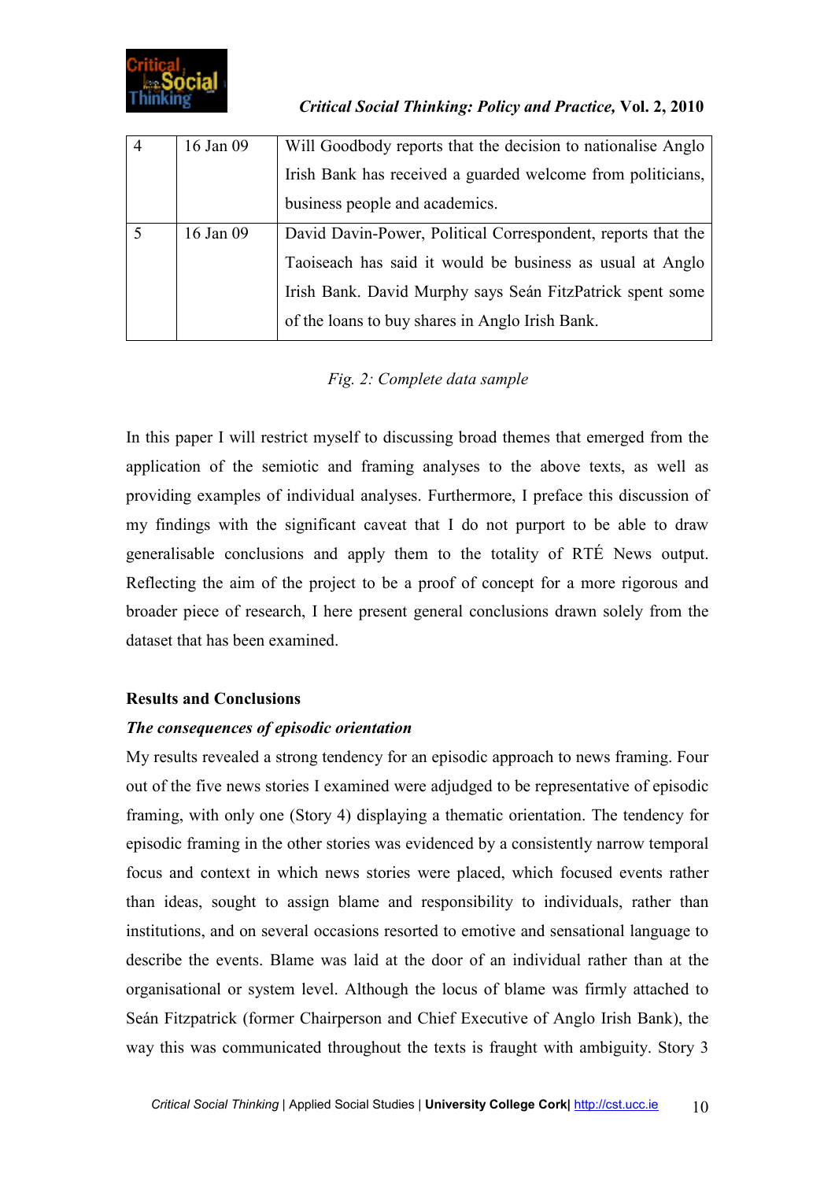| 4 | 16 Jan 09 | Will Goodbody reports that the decision to nationalise Anglo Irish Bank has received a guarded welcome from politicians, business people and academics. |
|---|---|---|
| 5 | 16 Jan 09 | David Davin-Power, Political Correspondent, reports that the Taoiseach has said it would be business as usual at Anglo Irish Bank. David Murphy says Seán FitzPatrick spent some of the loans to buy shares in Anglo Irish Bank. |

*Fig. 2: Complete data sample*

In this paper I will restrict myself to discussing broad themes that emerged from the application of the semiotic and framing analyses to the above texts, as well as providing examples of individual analyses. Furthermore, I preface this discussion of my findings with the significant caveat that I do not purport to be able to draw generalisable conclusions and apply them to the totality of RTÉ News output. Reflecting the aim of the project to be a proof of concept for a more rigorous and broader piece of research, I here present general conclusions drawn solely from the dataset that has been examined.

**Results and Conclusions**

***The consequences of episodic orientation***

My results revealed a strong tendency for an episodic approach to news framing. Four out of the five news stories I examined were adjudged to be representative of episodic framing, with only one (Story 4) displaying a thematic orientation. The tendency for episodic framing in the other stories was evidenced by a consistently narrow temporal focus and context in which news stories were placed, which focused events rather than ideas, sought to assign blame and responsibility to individuals, rather than institutions, and on several occasions resorted to emotive and sensational language to describe the events. Blame was laid at the door of an individual rather than at the organisational or system level. Although the locus of blame was firmly attached to Seán Fitzpatrick (former Chairperson and Chief Executive of Anglo Irish Bank), the way this was communicated throughout the texts is fraught with ambiguity. Story 3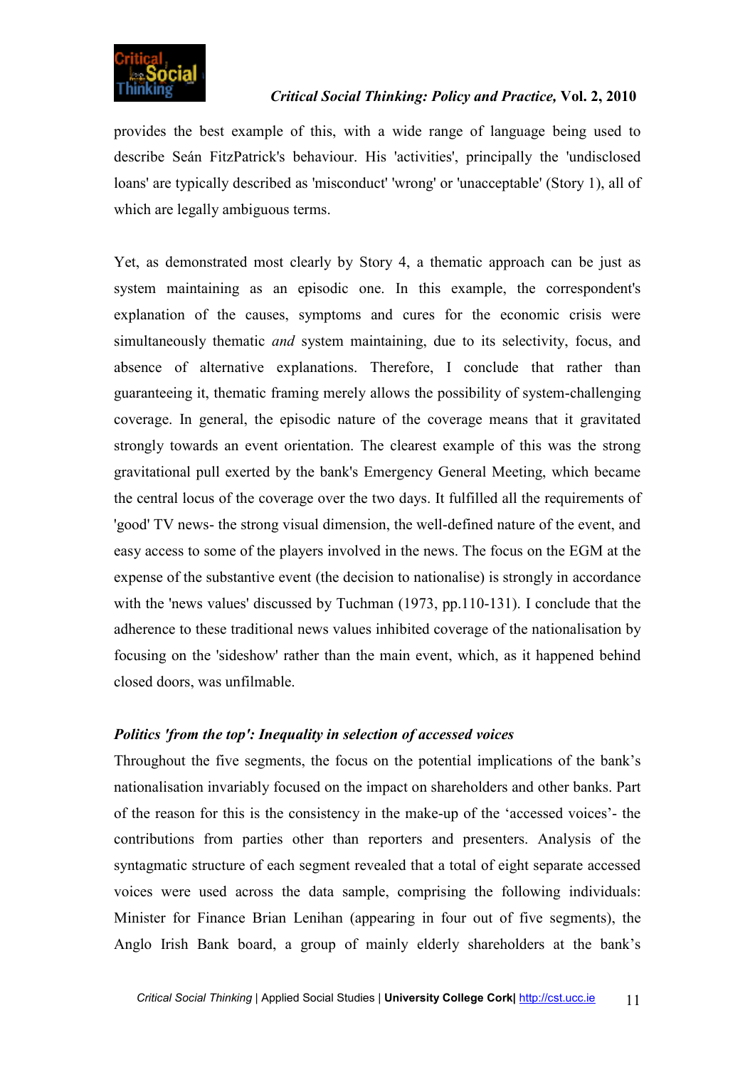provides the best example of this, with a wide range of language being used to describe Seán FitzPatrick's behaviour. His 'activities', principally the 'undisclosed loans' are typically described as 'misconduct' 'wrong' or 'unacceptable' (Story 1), all of which are legally ambiguous terms.

Yet, as demonstrated most clearly by Story 4, a thematic approach can be just as system maintaining as an episodic one. In this example, the correspondent's explanation of the causes, symptoms and cures for the economic crisis were simultaneously thematic *and* system maintaining, due to its selectivity, focus, and absence of alternative explanations. Therefore, I conclude that rather than guaranteeing it, thematic framing merely allows the possibility of system-challenging coverage. In general, the episodic nature of the coverage means that it gravitated strongly towards an event orientation. The clearest example of this was the strong gravitational pull exerted by the bank's Emergency General Meeting, which became the central locus of the coverage over the two days. It fulfilled all the requirements of 'good' TV news- the strong visual dimension, the well-defined nature of the event, and easy access to some of the players involved in the news. The focus on the EGM at the expense of the substantive event (the decision to nationalise) is strongly in accordance with the 'news values' discussed by Tuchman (1973, pp.110-131). I conclude that the adherence to these traditional news values inhibited coverage of the nationalisation by focusing on the 'sideshow' rather than the main event, which, as it happened behind closed doors, was unfilmable.

### *Politics 'from the top': Inequality in selection of accessed voices*

Throughout the five segments, the focus on the potential implications of the bank's nationalisation invariably focused on the impact on shareholders and other banks. Part of the reason for this is the consistency in the make-up of the 'accessed voices'- the contributions from parties other than reporters and presenters. Analysis of the syntagmatic structure of each segment revealed that a total of eight separate accessed voices were used across the data sample, comprising the following individuals: Minister for Finance Brian Lenihan (appearing in four out of five segments), the Anglo Irish Bank board, a group of mainly elderly shareholders at the bank's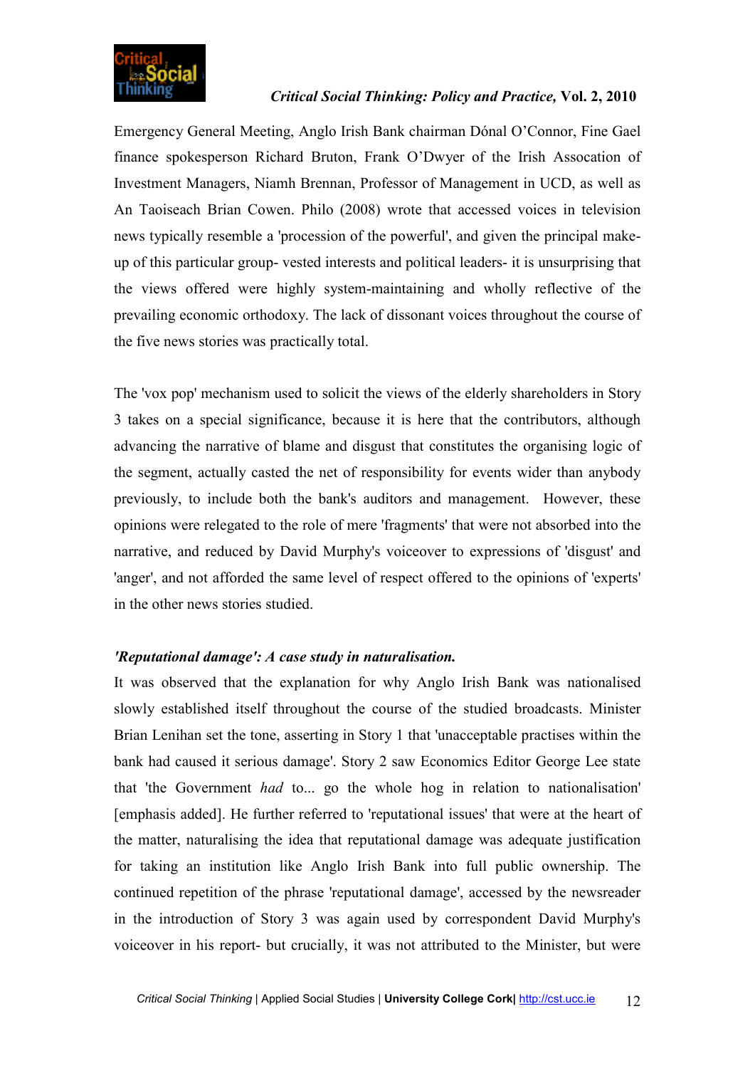Emergency General Meeting, Anglo Irish Bank chairman Dónal O'Connor, Fine Gael finance spokesperson Richard Bruton, Frank O'Dwyer of the Irish Assocation of Investment Managers, Niamh Brennan, Professor of Management in UCD, as well as An Taoiseach Brian Cowen. Philo (2008) wrote that accessed voices in television news typically resemble a 'procession of the powerful', and given the principal make-up of this particular group- vested interests and political leaders- it is unsurprising that the views offered were highly system-maintaining and wholly reflective of the prevailing economic orthodoxy. The lack of dissonant voices throughout the course of the five news stories was practically total.

The 'vox pop' mechanism used to solicit the views of the elderly shareholders in Story 3 takes on a special significance, because it is here that the contributors, although advancing the narrative of blame and disgust that constitutes the organising logic of the segment, actually casted the net of responsibility for events wider than anybody previously, to include both the bank's auditors and management. However, these opinions were relegated to the role of mere 'fragments' that were not absorbed into the narrative, and reduced by David Murphy's voiceover to expressions of 'disgust' and 'anger', and not afforded the same level of respect offered to the opinions of 'experts' in the other news stories studied.

***'Reputational damage': A case study in naturalisation.***

It was observed that the explanation for why Anglo Irish Bank was nationalised slowly established itself throughout the course of the studied broadcasts. Minister Brian Lenihan set the tone, asserting in Story 1 that 'unacceptable practises within the bank had caused it serious damage'. Story 2 saw Economics Editor George Lee state that 'the Government *had* to... go the whole hog in relation to nationalisation' [emphasis added]. He further referred to 'reputational issues' that were at the heart of the matter, naturalising the idea that reputational damage was adequate justification for taking an institution like Anglo Irish Bank into full public ownership. The continued repetition of the phrase 'reputational damage', accessed by the newsreader in the introduction of Story 3 was again used by correspondent David Murphy's voiceover in his report- but crucially, it was not attributed to the Minister, but were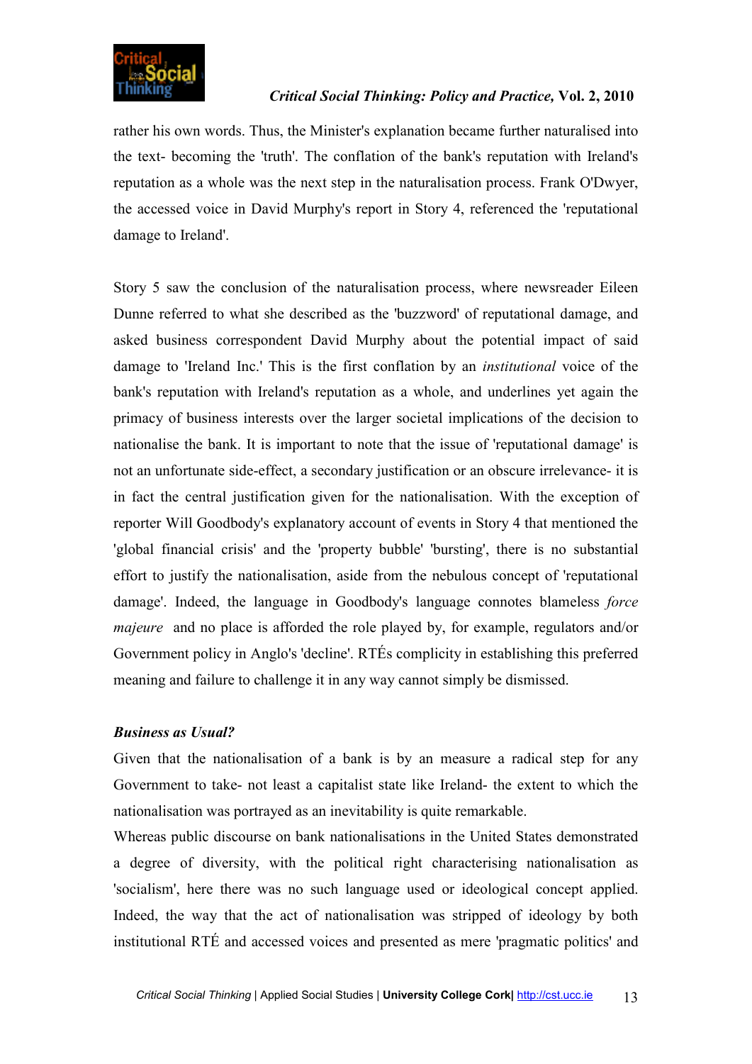rather his own words. Thus, the Minister's explanation became further naturalised into the text- becoming the 'truth'. The conflation of the bank's reputation with Ireland's reputation as a whole was the next step in the naturalisation process. Frank O'Dwyer, the accessed voice in David Murphy's report in Story 4, referenced the 'reputational damage to Ireland'.

Story 5 saw the conclusion of the naturalisation process, where newsreader Eileen Dunne referred to what she described as the 'buzzword' of reputational damage, and asked business correspondent David Murphy about the potential impact of said damage to 'Ireland Inc.' This is the first conflation by an *institutional* voice of the bank's reputation with Ireland's reputation as a whole, and underlines yet again the primacy of business interests over the larger societal implications of the decision to nationalise the bank. It is important to note that the issue of 'reputational damage' is not an unfortunate side-effect, a secondary justification or an obscure irrelevance- it is in fact the central justification given for the nationalisation. With the exception of reporter Will Goodbody's explanatory account of events in Story 4 that mentioned the 'global financial crisis' and the 'property bubble' 'bursting', there is no substantial effort to justify the nationalisation, aside from the nebulous concept of 'reputational damage'. Indeed, the language in Goodbody's language connotes blameless *force majeure* and no place is afforded the role played by, for example, regulators and/or Government policy in Anglo's 'decline'. RTÉs complicity in establishing this preferred meaning and failure to challenge it in any way cannot simply be dismissed.

### *Business as Usual?*

Given that the nationalisation of a bank is by an measure a radical step for any Government to take- not least a capitalist state like Ireland- the extent to which the nationalisation was portrayed as an inevitability is quite remarkable.

Whereas public discourse on bank nationalisations in the United States demonstrated a degree of diversity, with the political right characterising nationalisation as 'socialism', here there was no such language used or ideological concept applied. Indeed, the way that the act of nationalisation was stripped of ideology by both institutional RTÉ and accessed voices and presented as mere 'pragmatic politics' and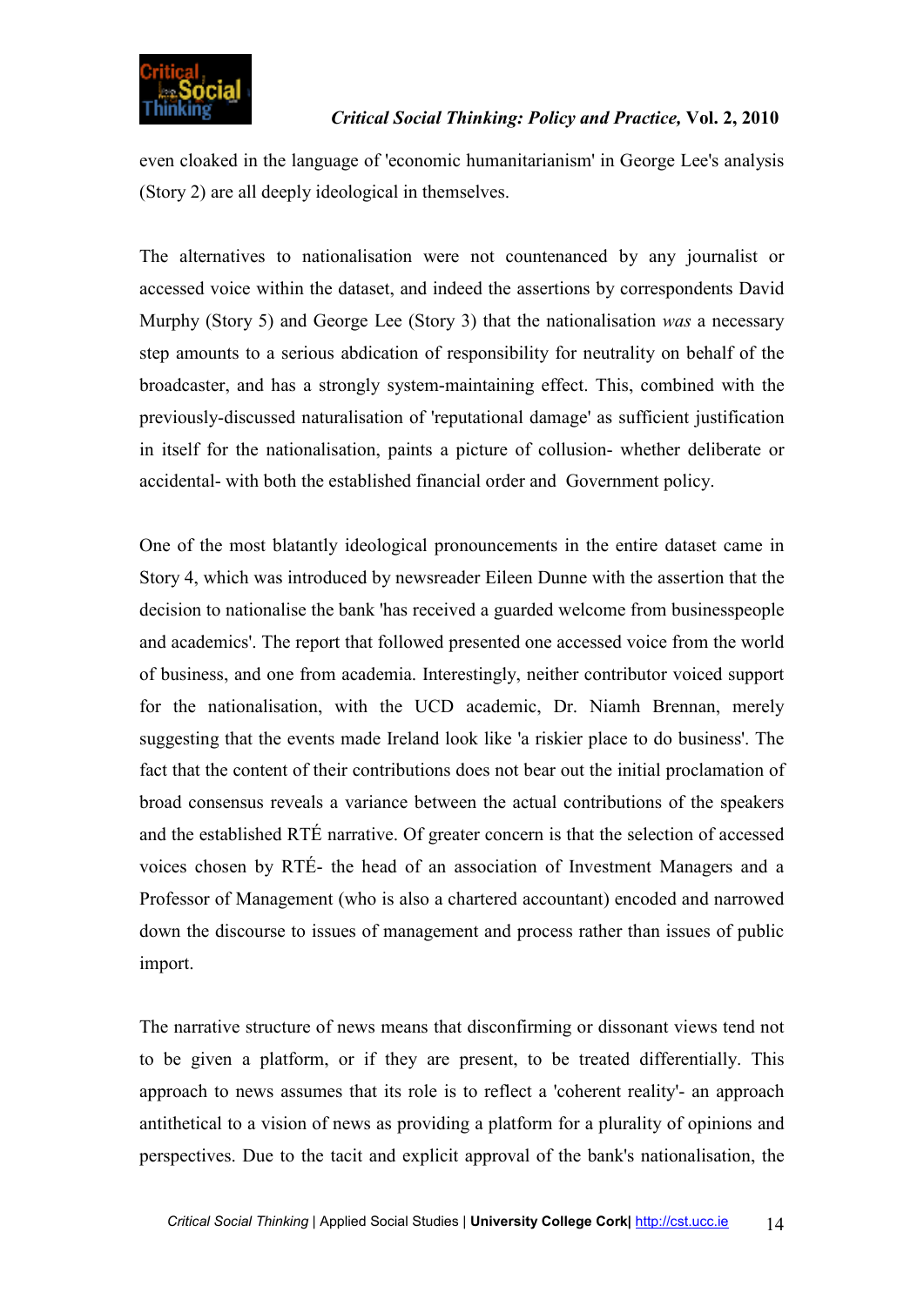even cloaked in the language of 'economic humanitarianism' in George Lee's analysis (Story 2) are all deeply ideological in themselves.

The alternatives to nationalisation were not countenanced by any journalist or accessed voice within the dataset, and indeed the assertions by correspondents David Murphy (Story 5) and George Lee (Story 3) that the nationalisation *was* a necessary step amounts to a serious abdication of responsibility for neutrality on behalf of the broadcaster, and has a strongly system-maintaining effect. This, combined with the previously-discussed naturalisation of 'reputational damage' as sufficient justification in itself for the nationalisation, paints a picture of collusion- whether deliberate or accidental- with both the established financial order and Government policy.

One of the most blatantly ideological pronouncements in the entire dataset came in Story 4, which was introduced by newsreader Eileen Dunne with the assertion that the decision to nationalise the bank 'has received a guarded welcome from businesspeople and academics'. The report that followed presented one accessed voice from the world of business, and one from academia. Interestingly, neither contributor voiced support for the nationalisation, with the UCD academic, Dr. Niamh Brennan, merely suggesting that the events made Ireland look like 'a riskier place to do business'. The fact that the content of their contributions does not bear out the initial proclamation of broad consensus reveals a variance between the actual contributions of the speakers and the established RTÉ narrative. Of greater concern is that the selection of accessed voices chosen by RTÉ- the head of an association of Investment Managers and a Professor of Management (who is also a chartered accountant) encoded and narrowed down the discourse to issues of management and process rather than issues of public import.

The narrative structure of news means that disconfirming or dissonant views tend not to be given a platform, or if they are present, to be treated differentially. This approach to news assumes that its role is to reflect a 'coherent reality'- an approach antithetical to a vision of news as providing a platform for a plurality of opinions and perspectives. Due to the tacit and explicit approval of the bank's nationalisation, the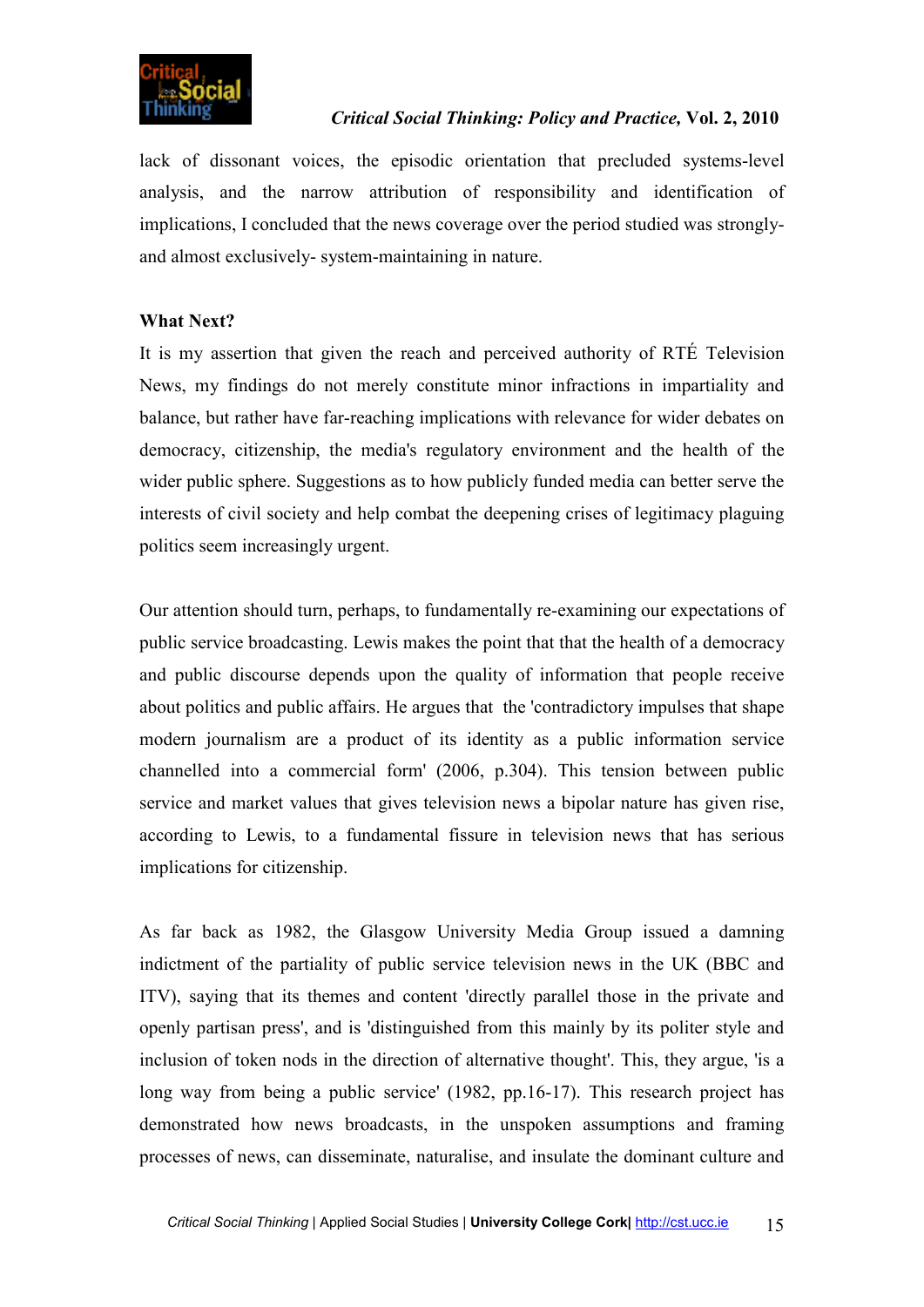lack of dissonant voices, the episodic orientation that precluded systems-level analysis, and the narrow attribution of responsibility and identification of implications, I concluded that the news coverage over the period studied was strongly- and almost exclusively- system-maintaining in nature.

**What Next?**

It is my assertion that given the reach and perceived authority of RTÉ Television News, my findings do not merely constitute minor infractions in impartiality and balance, but rather have far-reaching implications with relevance for wider debates on democracy, citizenship, the media's regulatory environment and the health of the wider public sphere. Suggestions as to how publicly funded media can better serve the interests of civil society and help combat the deepening crises of legitimacy plaguing politics seem increasingly urgent.

Our attention should turn, perhaps, to fundamentally re-examining our expectations of public service broadcasting. Lewis makes the point that that the health of a democracy and public discourse depends upon the quality of information that people receive about politics and public affairs. He argues that the 'contradictory impulses that shape modern journalism are a product of its identity as a public information service channelled into a commercial form' (2006, p.304). This tension between public service and market values that gives television news a bipolar nature has given rise, according to Lewis, to a fundamental fissure in television news that has serious implications for citizenship.

As far back as 1982, the Glasgow University Media Group issued a damning indictment of the partiality of public service television news in the UK (BBC and ITV), saying that its themes and content 'directly parallel those in the private and openly partisan press', and is 'distinguished from this mainly by its politer style and inclusion of token nods in the direction of alternative thought'. This, they argue, 'is a long way from being a public service' (1982, pp.16-17). This research project has demonstrated how news broadcasts, in the unspoken assumptions and framing processes of news, can disseminate, naturalise, and insulate the dominant culture and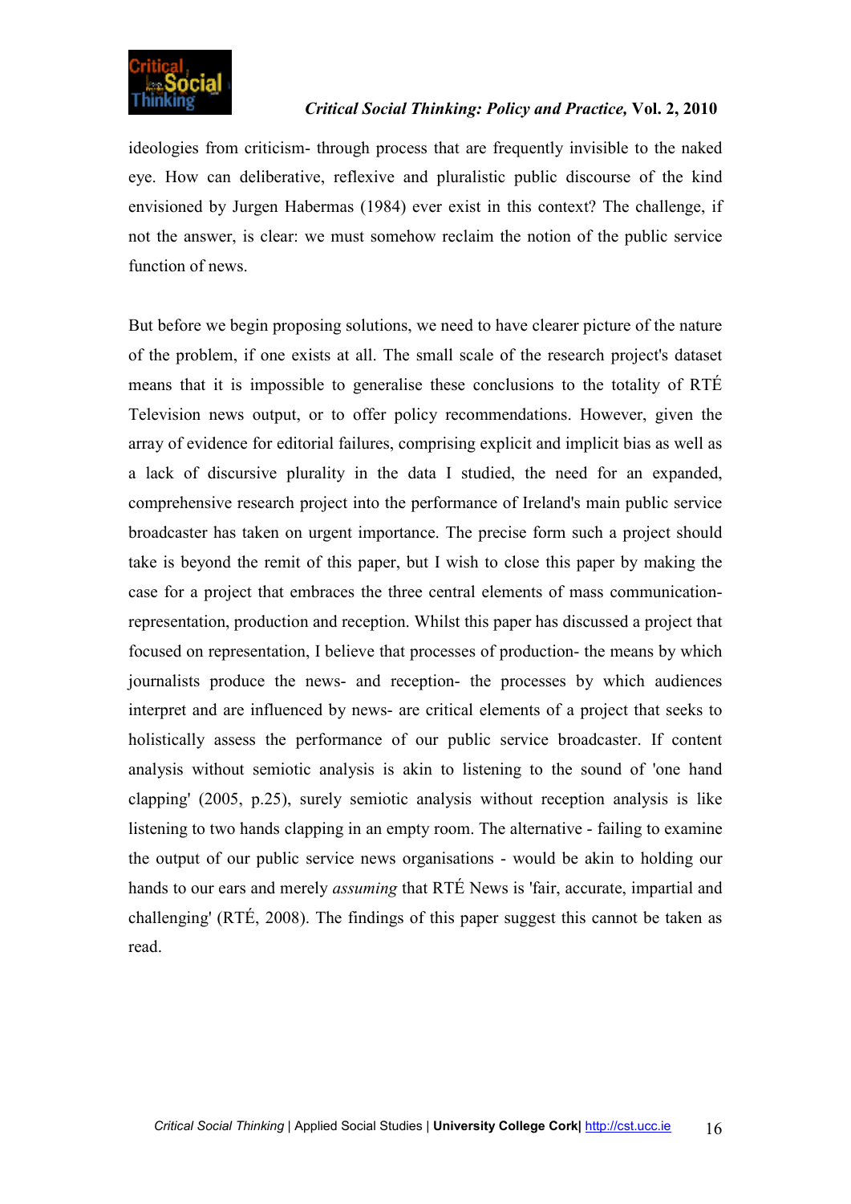ideologies from criticism- through process that are frequently invisible to the naked eye. How can deliberative, reflexive and pluralistic public discourse of the kind envisioned by Jurgen Habermas (1984) ever exist in this context? The challenge, if not the answer, is clear: we must somehow reclaim the notion of the public service function of news.

But before we begin proposing solutions, we need to have clearer picture of the nature of the problem, if one exists at all. The small scale of the research project's dataset means that it is impossible to generalise these conclusions to the totality of RTÉ Television news output, or to offer policy recommendations. However, given the array of evidence for editorial failures, comprising explicit and implicit bias as well as a lack of discursive plurality in the data I studied, the need for an expanded, comprehensive research project into the performance of Ireland's main public service broadcaster has taken on urgent importance. The precise form such a project should take is beyond the remit of this paper, but I wish to close this paper by making the case for a project that embraces the three central elements of mass communication- representation, production and reception. Whilst this paper has discussed a project that focused on representation, I believe that processes of production- the means by which journalists produce the news- and reception- the processes by which audiences interpret and are influenced by news- are critical elements of a project that seeks to holistically assess the performance of our public service broadcaster. If content analysis without semiotic analysis is akin to listening to the sound of 'one hand clapping' (2005, p.25), surely semiotic analysis without reception analysis is like listening to two hands clapping in an empty room. The alternative - failing to examine the output of our public service news organisations - would be akin to holding our hands to our ears and merely *assuming* that RTÉ News is 'fair, accurate, impartial and challenging' (RTÉ, 2008). The findings of this paper suggest this cannot be taken as read.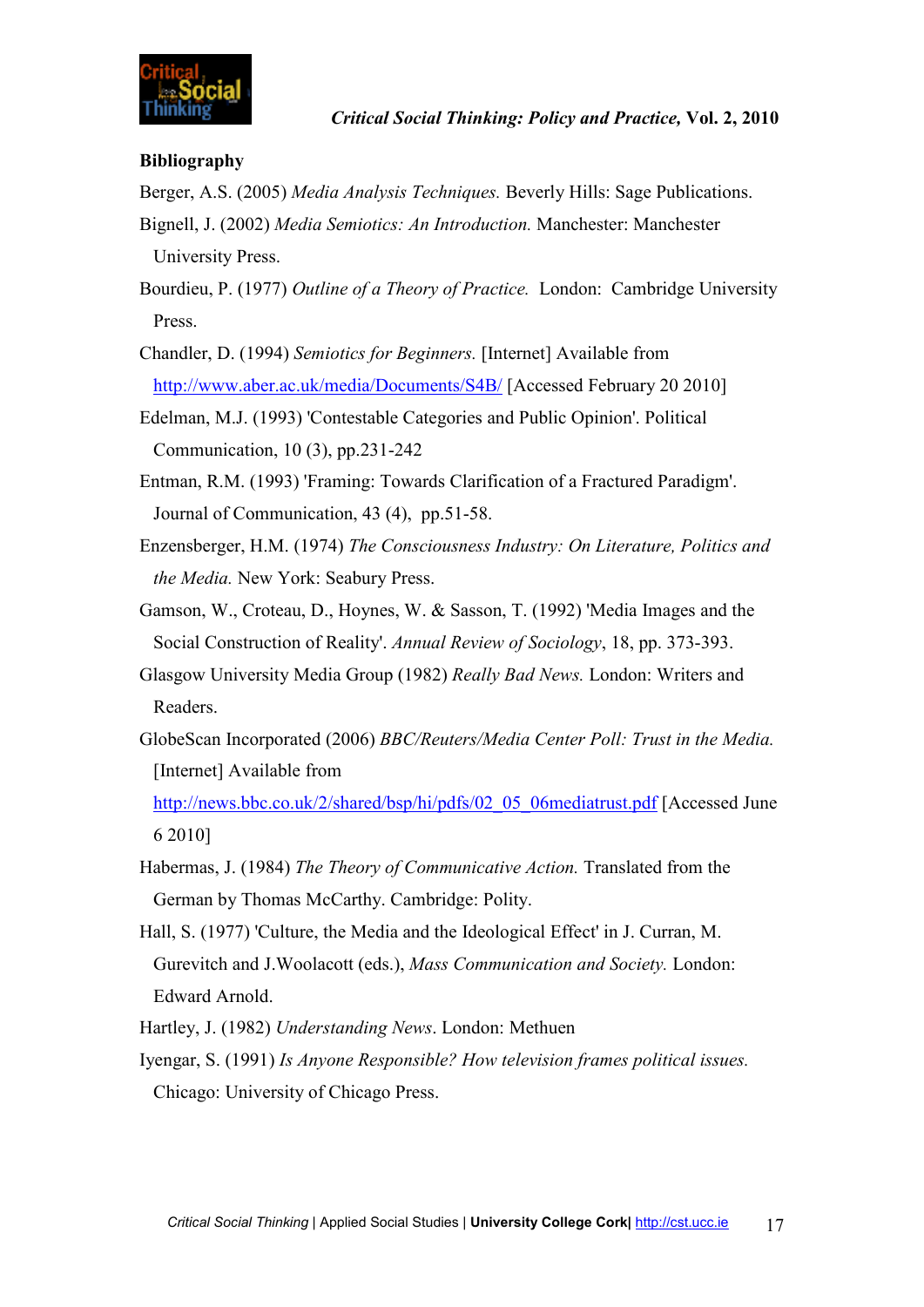**Bibliography**

Berger, A.S. (2005) *Media Analysis Techniques.* Beverly Hills: Sage Publications.

Bignell, J. (2002) *Media Semiotics: An Introduction.* Manchester: Manchester University Press.

Bourdieu, P. (1977) *Outline of a Theory of Practice.* London: Cambridge University Press.

Chandler, D. (1994) *Semiotics for Beginners.* [Internet] Available from http://www.aber.ac.uk/media/Documents/S4B/ [Accessed February 20 2010]

Edelman, M.J. (1993) 'Contestable Categories and Public Opinion'. Political Communication, 10 (3), pp.231-242

Entman, R.M. (1993) 'Framing: Towards Clarification of a Fractured Paradigm'. Journal of Communication, 43 (4), pp.51-58.

Enzensberger, H.M. (1974) *The Consciousness Industry: On Literature, Politics and the Media.* New York: Seabury Press.

Gamson, W., Croteau, D., Hoynes, W. & Sasson, T. (1992) 'Media Images and the Social Construction of Reality'. *Annual Review of Sociology*, 18, pp. 373-393.

Glasgow University Media Group (1982) *Really Bad News.* London: Writers and Readers.

GlobeScan Incorporated (2006) *BBC/Reuters/Media Center Poll: Trust in the Media.* [Internet] Available from http://news.bbc.co.uk/2/shared/bsp/hi/pdfs/02_05_06mediatrust.pdf [Accessed June 6 2010]

Habermas, J. (1984) *The Theory of Communicative Action.* Translated from the German by Thomas McCarthy. Cambridge: Polity.

Hall, S. (1977) 'Culture, the Media and the Ideological Effect' in J. Curran, M. Gurevitch and J.Woolacott (eds.), *Mass Communication and Society.* London: Edward Arnold.

Hartley, J. (1982) *Understanding News*. London: Methuen

Iyengar, S. (1991) *Is Anyone Responsible? How television frames political issues.* Chicago: University of Chicago Press.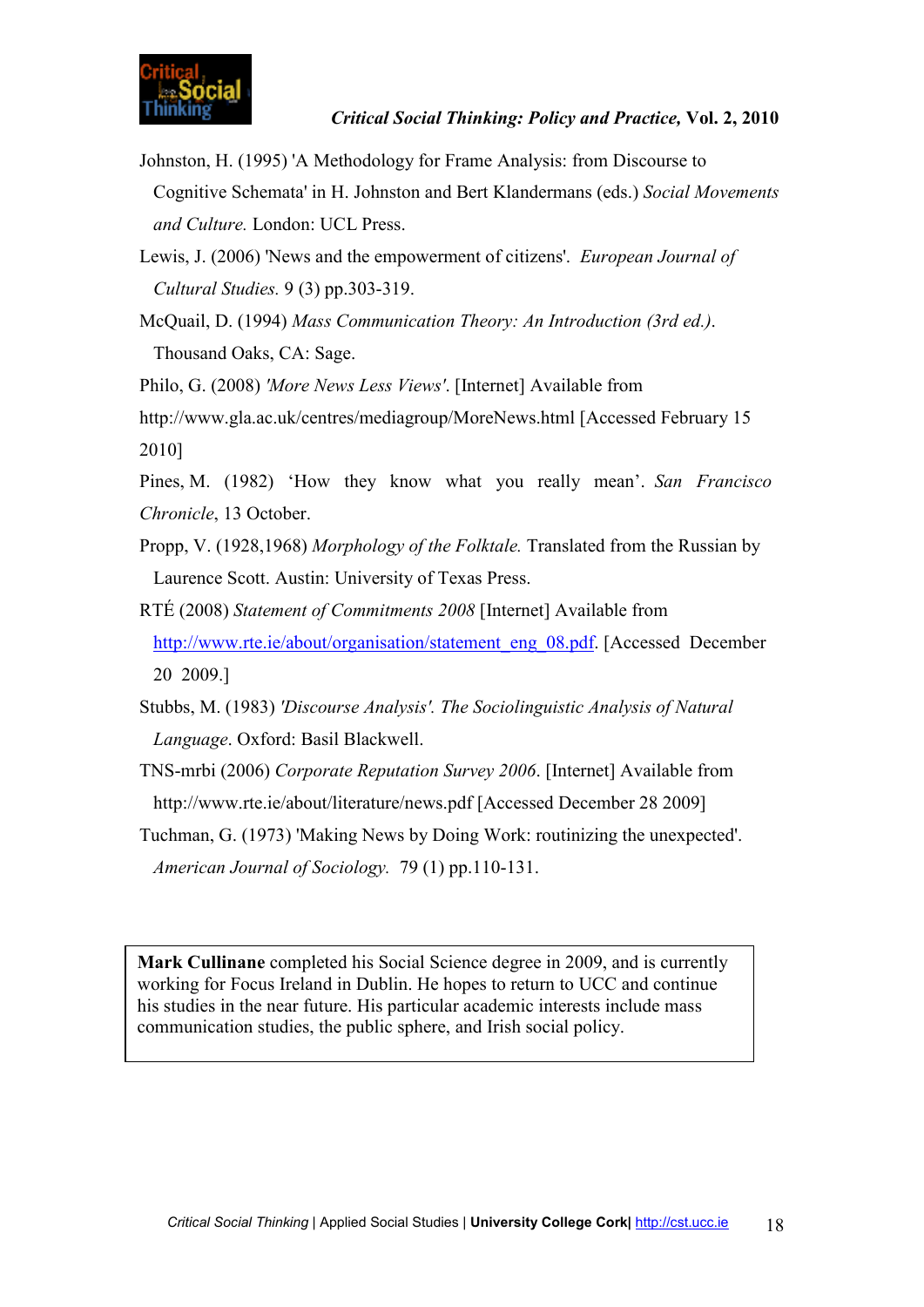Johnston, H. (1995) 'A Methodology for Frame Analysis: from Discourse to Cognitive Schemata' in H. Johnston and Bert Klandermans (eds.) *Social Movements and Culture.* London: UCL Press.

Lewis, J. (2006) 'News and the empowerment of citizens'. *European Journal of Cultural Studies.* 9 (3) pp.303-319.

McQuail, D. (1994) *Mass Communication Theory: An Introduction (3rd ed.).* Thousand Oaks, CA: Sage.

Philo, G. (2008) *'More News Less Views'*. [Internet] Available from http://www.gla.ac.uk/centres/mediagroup/MoreNews.html [Accessed February 15 2010]

Pines, M. (1982) 'How they know what you really mean'. *San Francisco Chronicle*, 13 October.

Propp, V. (1928,1968) *Morphology of the Folktale.* Translated from the Russian by Laurence Scott. Austin: University of Texas Press.

RTÉ (2008) *Statement of Commitments 2008* [Internet] Available from http://www.rte.ie/about/organisation/statement_eng_08.pdf. [Accessed December 20 2009.]

Stubbs, M. (1983) *'Discourse Analysis'. The Sociolinguistic Analysis of Natural Language*. Oxford: Basil Blackwell.

TNS-mrbi (2006) *Corporate Reputation Survey 2006*. [Internet] Available from http://www.rte.ie/about/literature/news.pdf [Accessed December 28 2009]

Tuchman, G. (1973) 'Making News by Doing Work: routinizing the unexpected'. *American Journal of Sociology.* 79 (1) pp.110-131.

**Mark Cullinane** completed his Social Science degree in 2009, and is currently working for Focus Ireland in Dublin. He hopes to return to UCC and continue his studies in the near future. His particular academic interests include mass communication studies, the public sphere, and Irish social policy.